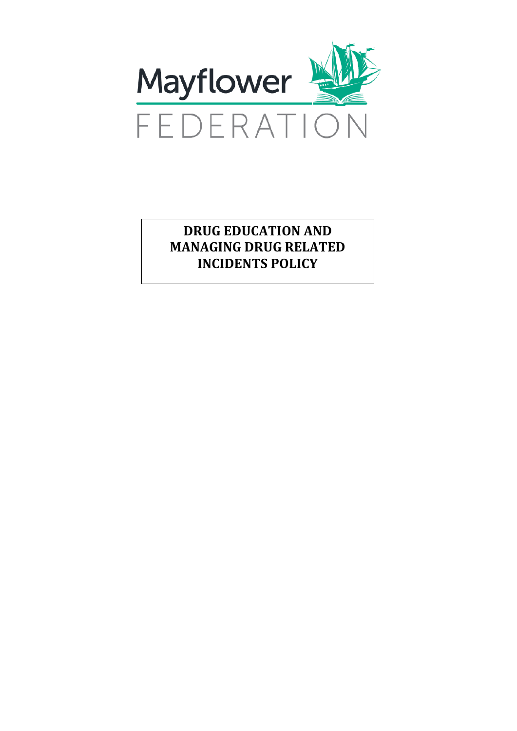Mayflower

FEDERATION

# DRUG EDUCATION AND MANAGING DRUG RELATED INCIDENTS POLICY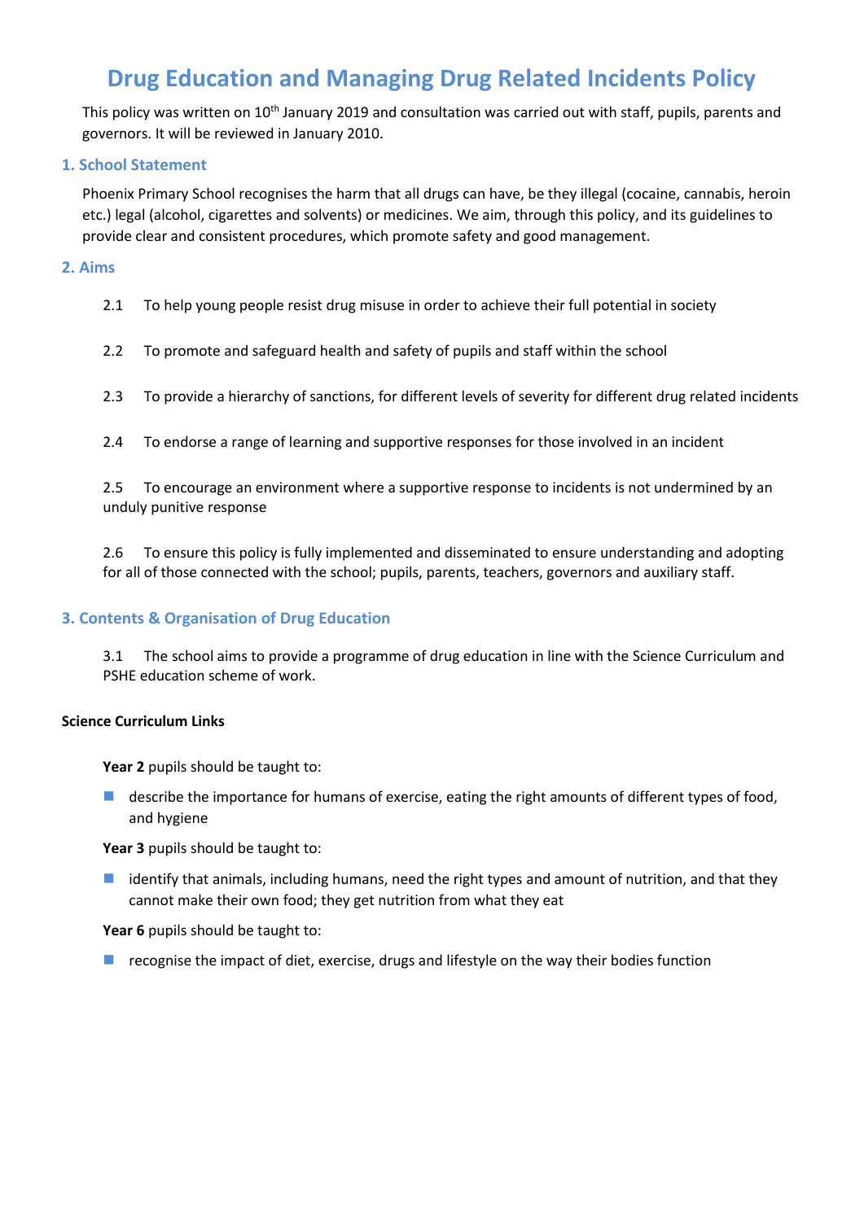# Drug Education and Managing Drug Related Incidents Policy

This policy was written on 10th January 2019 and consultation was carried out with staff, pupils, parents and governors. It will be reviewed in January 2010.

## 1. School Statement

Phoenix Primary School recognises the harm that all drugs can have, be they illegal (cocaine, cannabis, heroin etc.) legal (alcohol, cigarettes and solvents) or medicines. We aim, through this policy, and its guidelines to provide clear and consistent procedures, which promote safety and good management.

## 2. Aims

2.1 To help young people resist drug misuse in order to achieve their full potential in society

2.2 To promote and safeguard health and safety of pupils and staff within the school

2.3 To provide a hierarchy of sanctions, for different levels of severity for different drug related incidents

2.4 To endorse a range of learning and supportive responses for those involved in an incident

2.5 To encourage an environment where a supportive response to incidents is not undermined by an unduly punitive response

2.6 To ensure this policy is fully implemented and disseminated to ensure understanding and adopting for all of those connected with the school; pupils, parents, teachers, governors and auxiliary staff.

## 3. Contents & Organisation of Drug Education

3.1 The school aims to provide a programme of drug education in line with the Science Curriculum and PSHE education scheme of work.

**Science Curriculum Links**

**Year 2** pupils should be taught to:

- describe the importance for humans of exercise, eating the right amounts of different types of food, and hygiene

**Year 3** pupils should be taught to:

- identify that animals, including humans, need the right types and amount of nutrition, and that they cannot make their own food; they get nutrition from what they eat

**Year 6** pupils should be taught to:

- recognise the impact of diet, exercise, drugs and lifestyle on the way their bodies function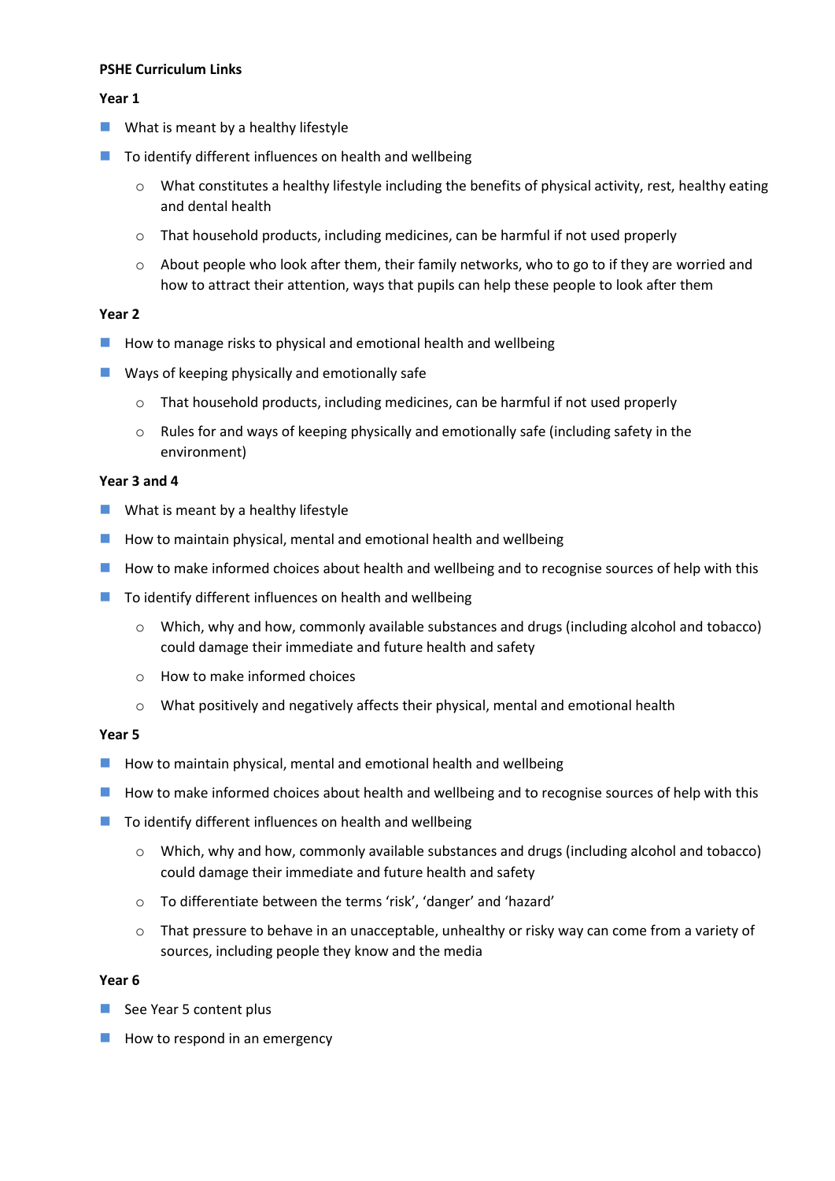**PSHE Curriculum Links**

**Year 1**

- What is meant by a healthy lifestyle
- To identify different influences on health and wellbeing
  - What constitutes a healthy lifestyle including the benefits of physical activity, rest, healthy eating and dental health
  - That household products, including medicines, can be harmful if not used properly
  - About people who look after them, their family networks, who to go to if they are worried and how to attract their attention, ways that pupils can help these people to look after them

**Year 2**

- How to manage risks to physical and emotional health and wellbeing
- Ways of keeping physically and emotionally safe
  - That household products, including medicines, can be harmful if not used properly
  - Rules for and ways of keeping physically and emotionally safe (including safety in the environment)

**Year 3 and 4**

- What is meant by a healthy lifestyle
- How to maintain physical, mental and emotional health and wellbeing
- How to make informed choices about health and wellbeing and to recognise sources of help with this
- To identify different influences on health and wellbeing
  - Which, why and how, commonly available substances and drugs (including alcohol and tobacco) could damage their immediate and future health and safety
  - How to make informed choices
  - What positively and negatively affects their physical, mental and emotional health

**Year 5**

- How to maintain physical, mental and emotional health and wellbeing
- How to make informed choices about health and wellbeing and to recognise sources of help with this
- To identify different influences on health and wellbeing
  - Which, why and how, commonly available substances and drugs (including alcohol and tobacco) could damage their immediate and future health and safety
  - To differentiate between the terms 'risk', 'danger' and 'hazard'
  - That pressure to behave in an unacceptable, unhealthy or risky way can come from a variety of sources, including people they know and the media

**Year 6**

- See Year 5 content plus
- How to respond in an emergency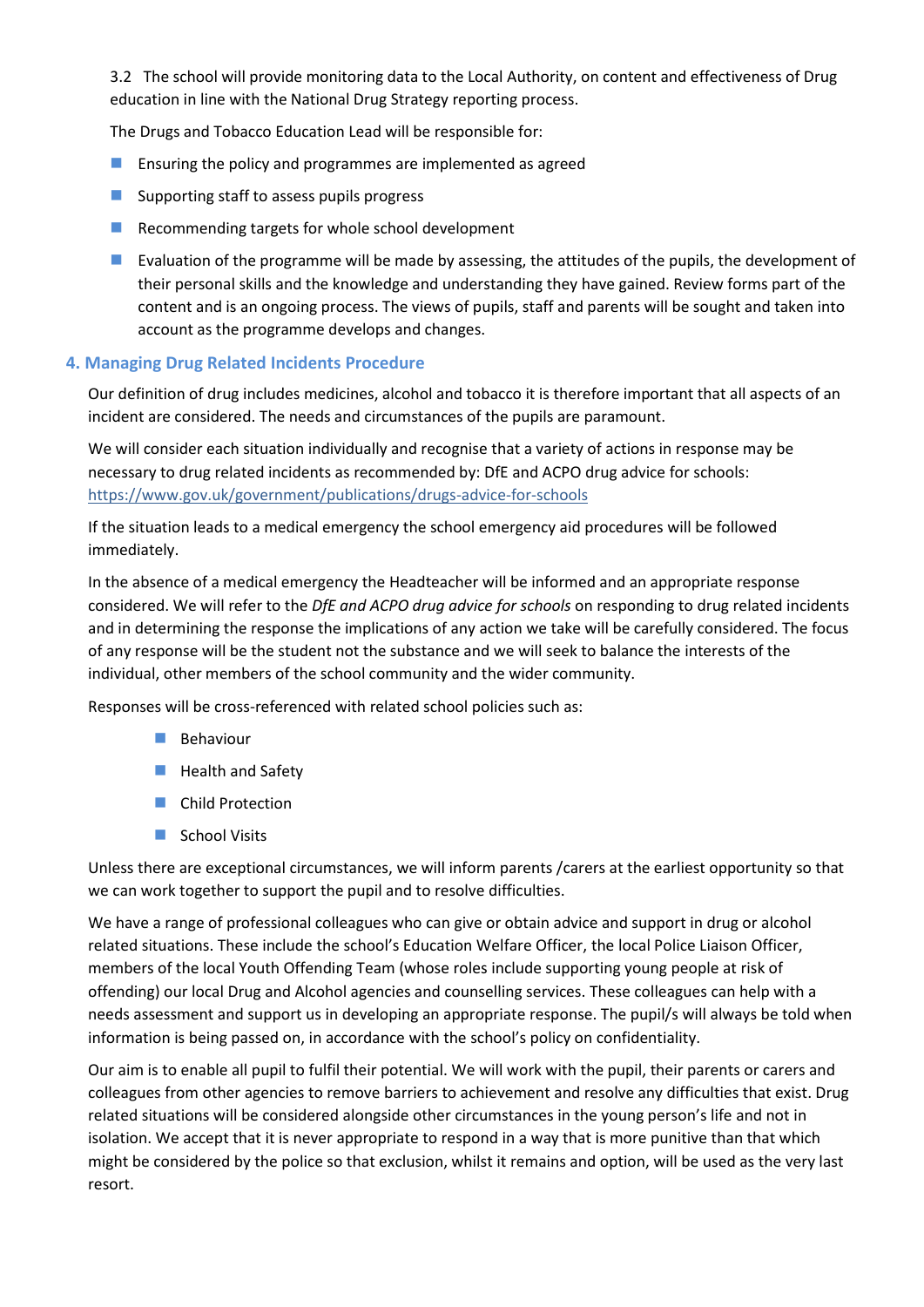3.2 The school will provide monitoring data to the Local Authority, on content and effectiveness of Drug education in line with the National Drug Strategy reporting process.

The Drugs and Tobacco Education Lead will be responsible for:

- Ensuring the policy and programmes are implemented as agreed
- Supporting staff to assess pupils progress
- Recommending targets for whole school development
- Evaluation of the programme will be made by assessing, the attitudes of the pupils, the development of their personal skills and the knowledge and understanding they have gained. Review forms part of the content and is an ongoing process. The views of pupils, staff and parents will be sought and taken into account as the programme develops and changes.

## 4. Managing Drug Related Incidents Procedure

Our definition of drug includes medicines, alcohol and tobacco it is therefore important that all aspects of an incident are considered. The needs and circumstances of the pupils are paramount.

We will consider each situation individually and recognise that a variety of actions in response may be necessary to drug related incidents as recommended by: DfE and ACPO drug advice for schools: https://www.gov.uk/government/publications/drugs-advice-for-schools

If the situation leads to a medical emergency the school emergency aid procedures will be followed immediately.

In the absence of a medical emergency the Headteacher will be informed and an appropriate response considered. We will refer to the *DfE and ACPO drug advice for schools* on responding to drug related incidents and in determining the response the implications of any action we take will be carefully considered. The focus of any response will be the student not the substance and we will seek to balance the interests of the individual, other members of the school community and the wider community.

Responses will be cross-referenced with related school policies such as:

- Behaviour
- Health and Safety
- Child Protection
- School Visits

Unless there are exceptional circumstances, we will inform parents /carers at the earliest opportunity so that we can work together to support the pupil and to resolve difficulties.

We have a range of professional colleagues who can give or obtain advice and support in drug or alcohol related situations. These include the school's Education Welfare Officer, the local Police Liaison Officer, members of the local Youth Offending Team (whose roles include supporting young people at risk of offending) our local Drug and Alcohol agencies and counselling services. These colleagues can help with a needs assessment and support us in developing an appropriate response. The pupil/s will always be told when information is being passed on, in accordance with the school's policy on confidentiality.

Our aim is to enable all pupil to fulfil their potential. We will work with the pupil, their parents or carers and colleagues from other agencies to remove barriers to achievement and resolve any difficulties that exist. Drug related situations will be considered alongside other circumstances in the young person's life and not in isolation. We accept that it is never appropriate to respond in a way that is more punitive than that which might be considered by the police so that exclusion, whilst it remains and option, will be used as the very last resort.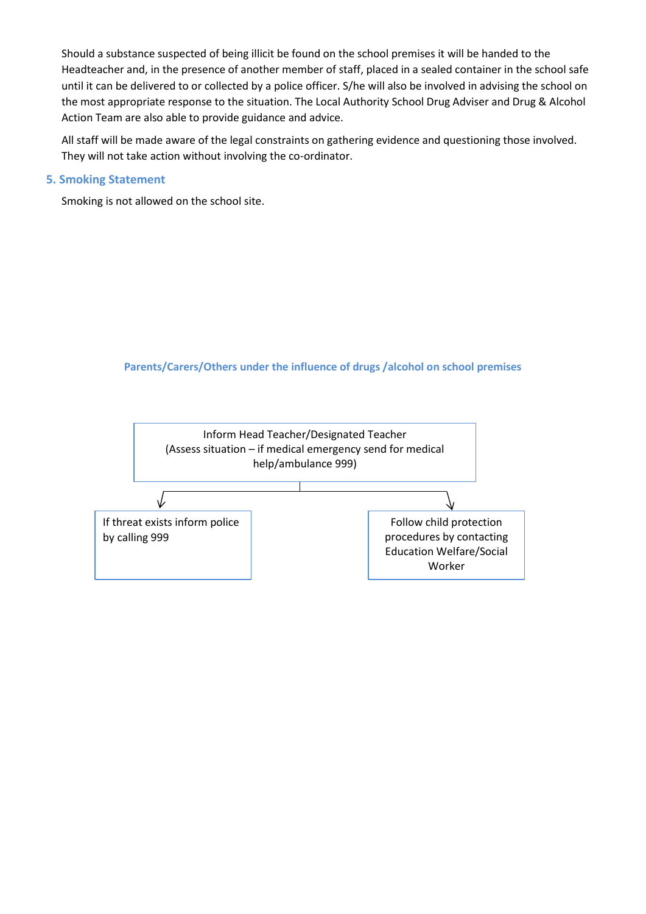Should a substance suspected of being illicit be found on the school premises it will be handed to the Headteacher and, in the presence of another member of staff, placed in a sealed container in the school safe until it can be delivered to or collected by a police officer. S/he will also be involved in advising the school on the most appropriate response to the situation. The Local Authority School Drug Adviser and Drug & Alcohol Action Team are also able to provide guidance and advice.

All staff will be made aware of the legal constraints on gathering evidence and questioning those involved. They will not take action without involving the co-ordinator.

## 5. Smoking Statement

Smoking is not allowed on the school site.

### Parents/Carers/Others under the influence of drugs /alcohol on school premises

Inform Head Teacher/Designated Teacher
(Assess situation – if medical emergency send for medical help/ambulance 999)

↓

- If threat exists inform police by calling 999
- Follow child protection procedures by contacting Education Welfare/Social Worker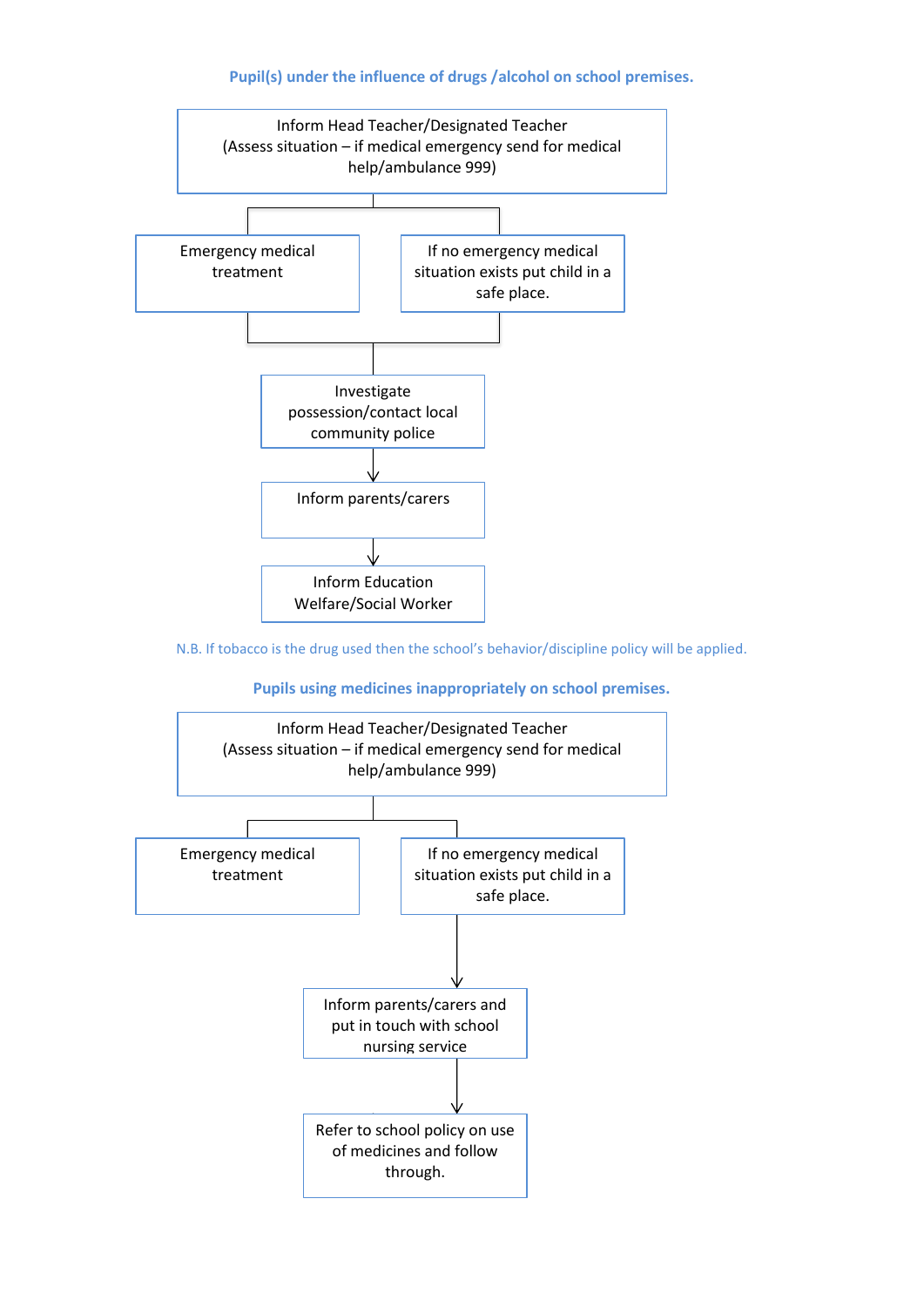**Pupil(s) under the influence of drugs /alcohol on school premises.**

Inform Head Teacher/Designated Teacher
(Assess situation – if medical emergency send for medical help/ambulance 999)

Emergency medical treatment

If no emergency medical situation exists put child in a safe place.

Investigate possession/contact local community police

Inform parents/carers

Inform Education Welfare/Social Worker

N.B. If tobacco is the drug used then the school's behavior/discipline policy will be applied.

**Pupils using medicines inappropriately on school premises.**

Inform Head Teacher/Designated Teacher
(Assess situation – if medical emergency send for medical help/ambulance 999)

Emergency medical treatment

If no emergency medical situation exists put child in a safe place.

Inform parents/carers and put in touch with school nursing service

Refer to school policy on use of medicines and follow through.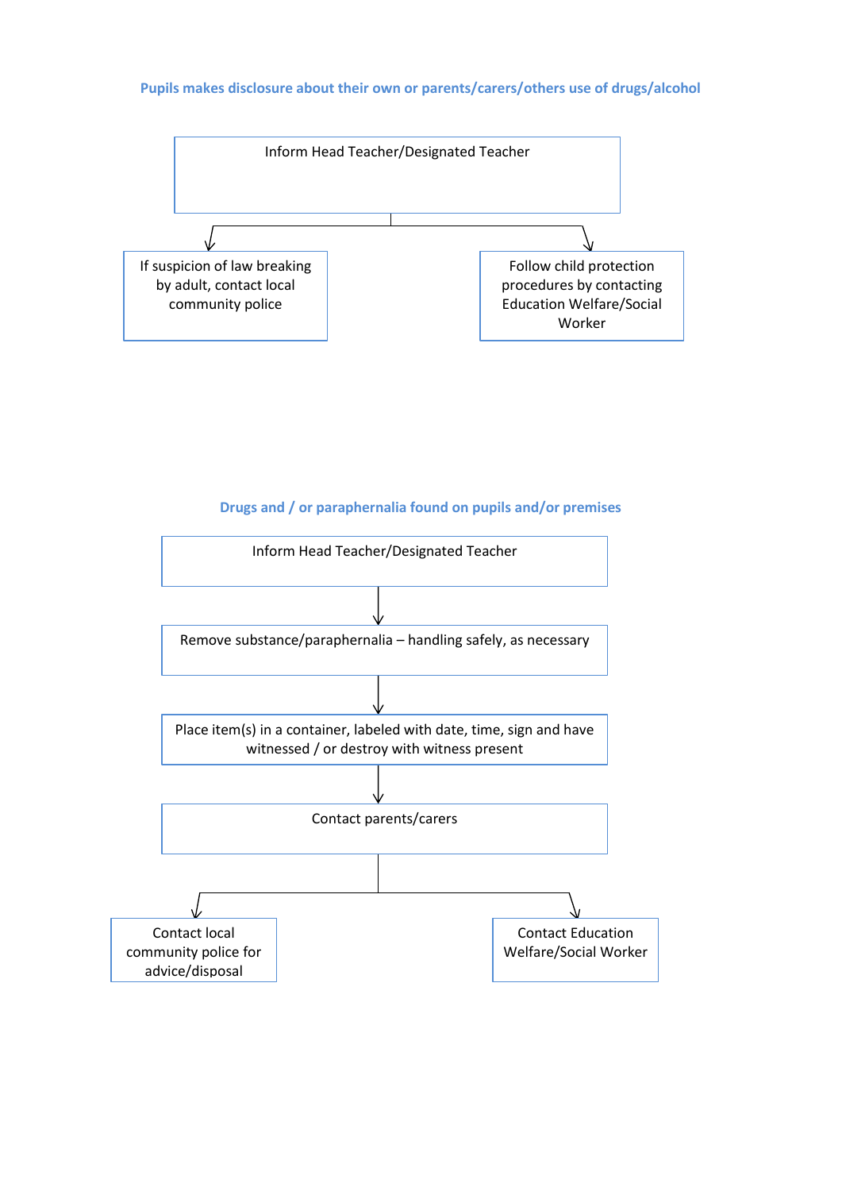### Pupils makes disclosure about their own or parents/carers/others use of drugs/alcohol

Inform Head Teacher/Designated Teacher

↓

- If suspicion of law breaking by adult, contact local community police
- Follow child protection procedures by contacting Education Welfare/Social Worker

### Drugs and / or paraphernalia found on pupils and/or premises

Inform Head Teacher/Designated Teacher

↓

Remove substance/paraphernalia – handling safely, as necessary

↓

Place item(s) in a container, labeled with date, time, sign and have witnessed / or destroy with witness present

↓

Contact parents/carers

↓

- Contact local community police for advice/disposal
- Contact Education Welfare/Social Worker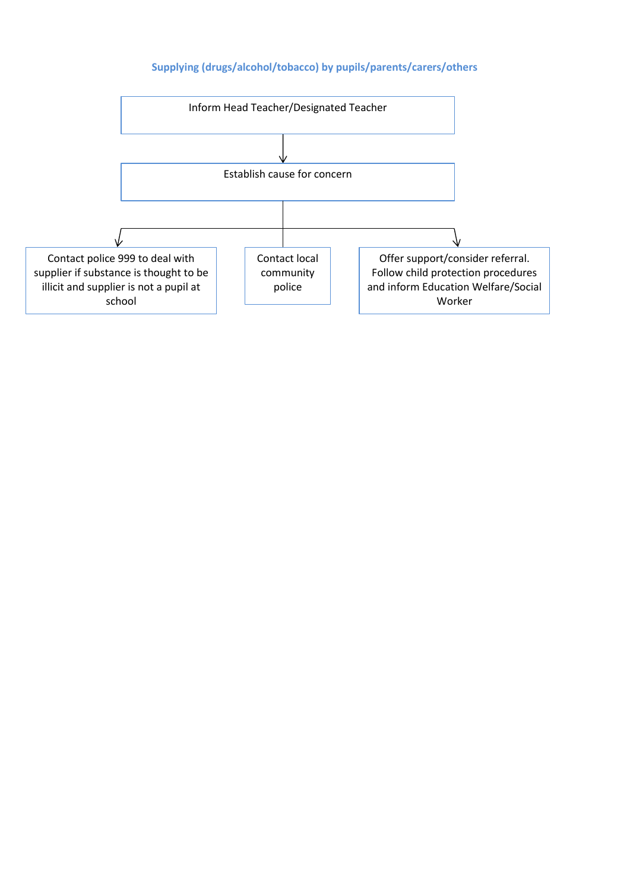## Supplying (drugs/alcohol/tobacco) by pupils/parents/carers/others

Inform Head Teacher/Designated Teacher

Establish cause for concern

Contact police 999 to deal with supplier if substance is thought to be illicit and supplier is not a pupil at school

Contact local community police

Offer support/consider referral. Follow child protection procedures and inform Education Welfare/Social Worker